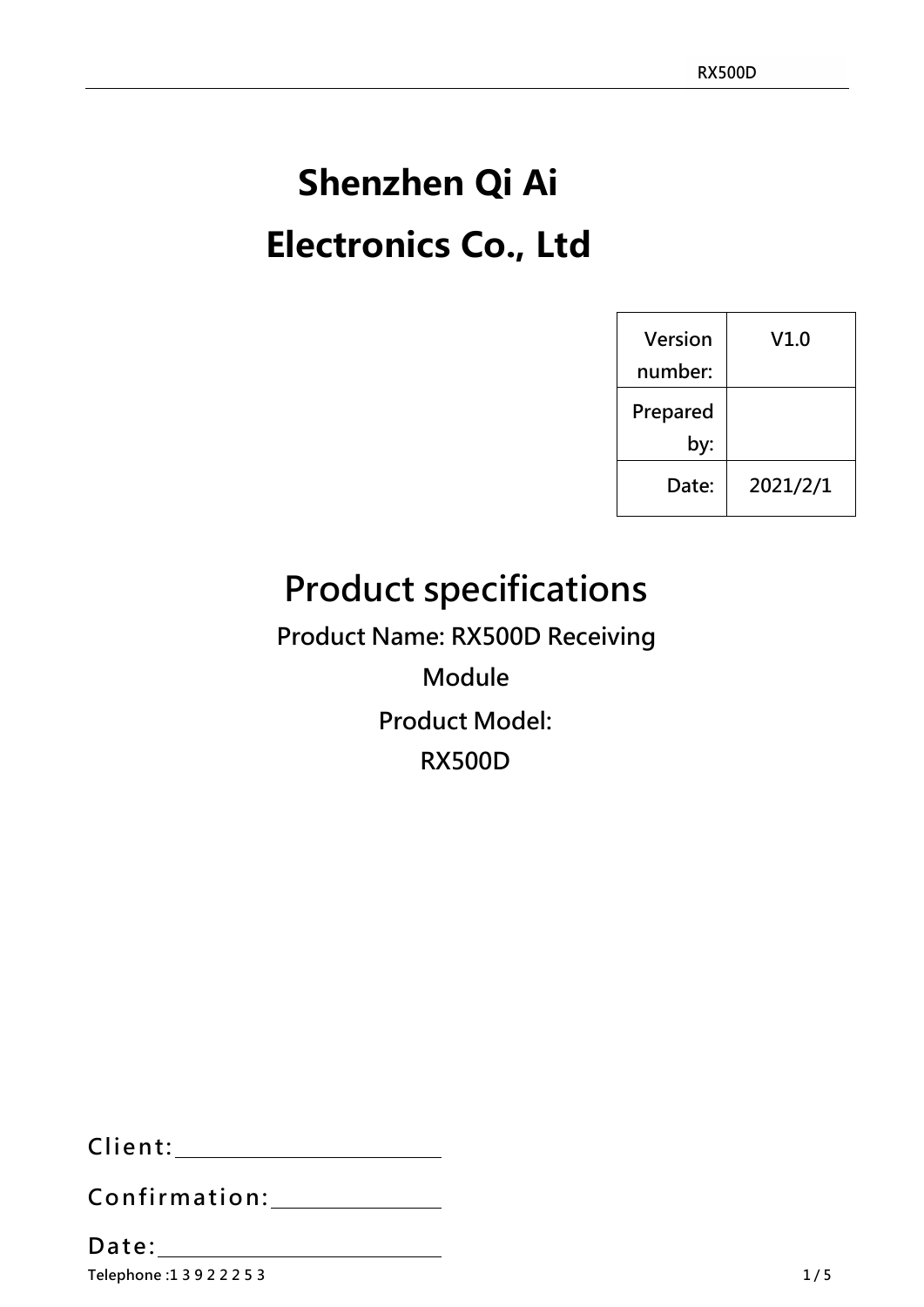# Shenzhen Qi Ai Electronics Co., Ltd

| Version number: | V1.0 |
|---|---|
| Prepared by: | |
| Date: | 2021/2/1 |

## Product specifications

**Product Name: RX500D Receiving Module**

**Product Model: RX500D**

Client: ____________________

Confirmation: ______________

Date: ____________________

Telephone :1 3 9 2 2 2 5 3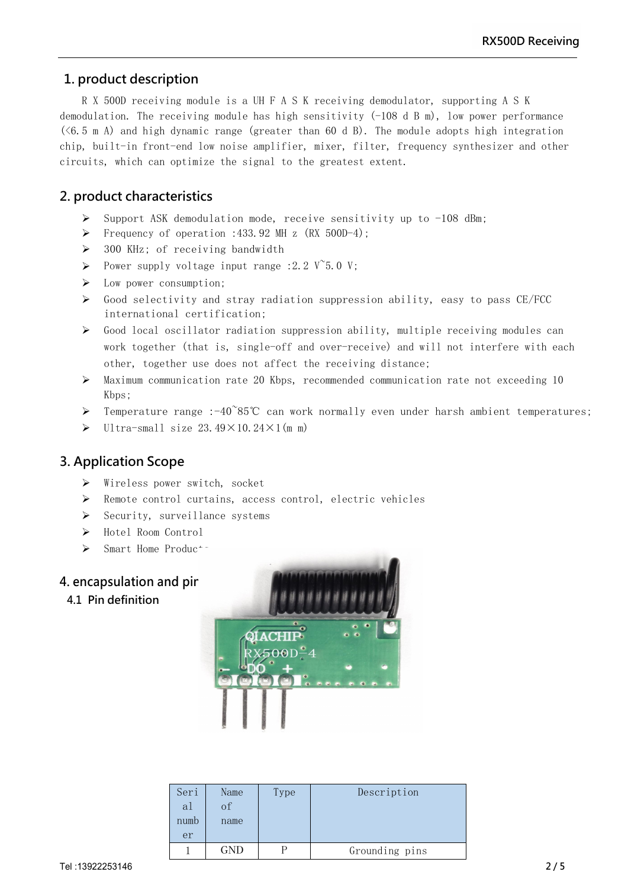## 1. product description

R X 500D receiving module is a UH F A S K receiving demodulator, supporting A S K demodulation. The receiving module has high sensitivity (-108 d B m), low power performance (<6.5 m A) and high dynamic range (greater than 60 d B). The module adopts high integration chip, built-in front-end low noise amplifier, mixer, filter, frequency synthesizer and other circuits, which can optimize the signal to the greatest extent.

## 2. product characteristics

- Support ASK demodulation mode, receive sensitivity up to -108 dBm;
- Frequency of operation :433.92 MH z (RX 500D-4);
- 300 KHz; of receiving bandwidth
- Power supply voltage input range :2.2 V~5.0 V;
- Low power consumption;
- Good selectivity and stray radiation suppression ability, easy to pass CE/FCC international certification;
- Good local oscillator radiation suppression ability, multiple receiving modules can work together (that is, single-off and over-receive) and will not interfere with each other, together use does not affect the receiving distance;
- Maximum communication rate 20 Kbps, recommended communication rate not exceeding 10 Kbps;
- Temperature range :-40~85℃ can work normally even under harsh ambient temperatures;
- Ultra-small size 23.49×10.24×1(m m)

## 3. Application Scope

- Wireless power switch, socket
- Remote control curtains, access control, electric vehicles
- Security, surveillance systems
- Hotel Room Control
- Smart Home Produc+-

## 4. encapsulation and pir

### 4.1 Pin definition

| Serial number | Name of name | Type | Description |
|---|---|---|---|
| 1 | GND | P | Grounding pins |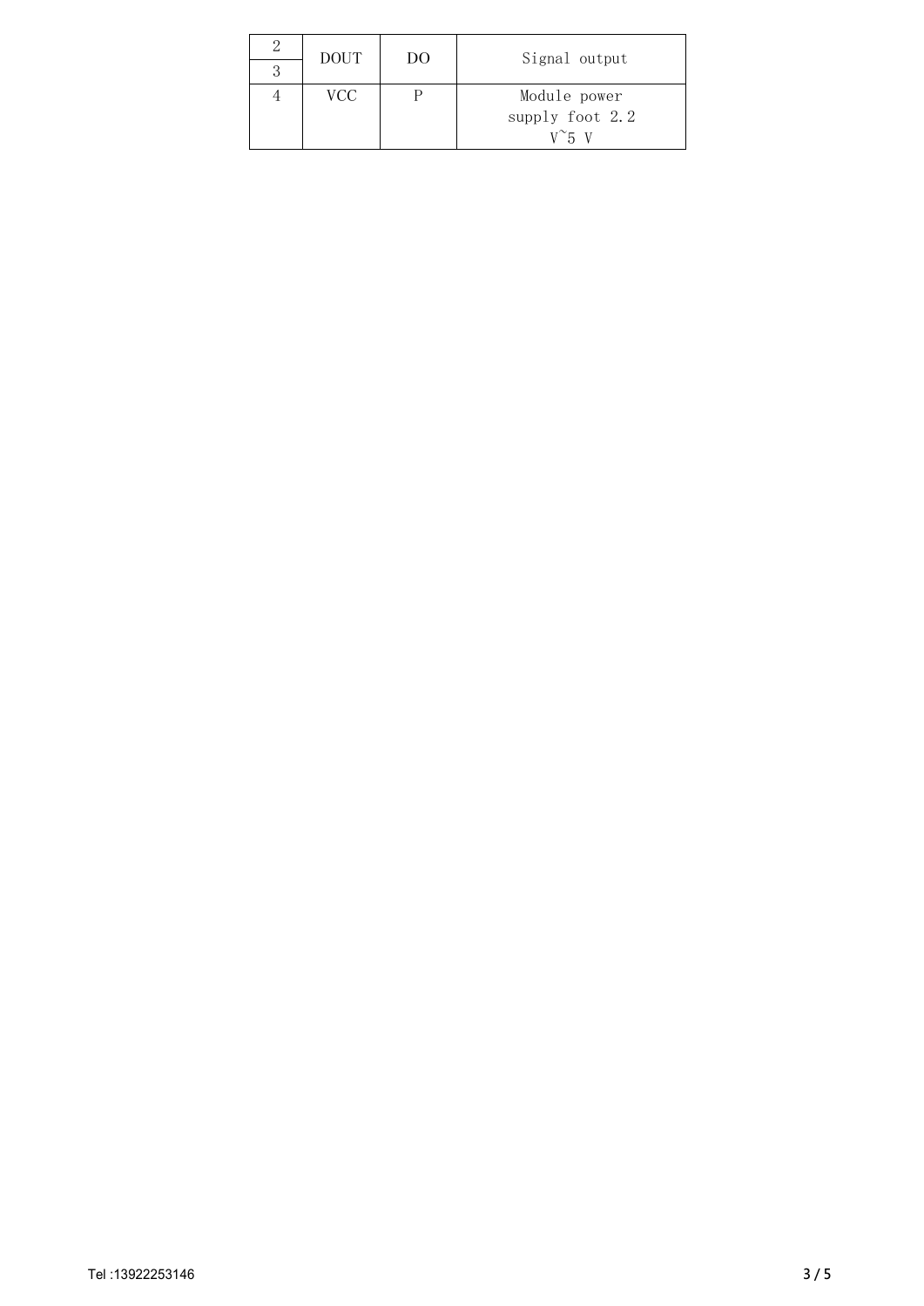| 2 | DOUT | DO | Signal output |
| --- | --- | --- | --- |
| 3 | | | |
| 4 | VCC | P | Module power supply foot 2.2 V~5 V |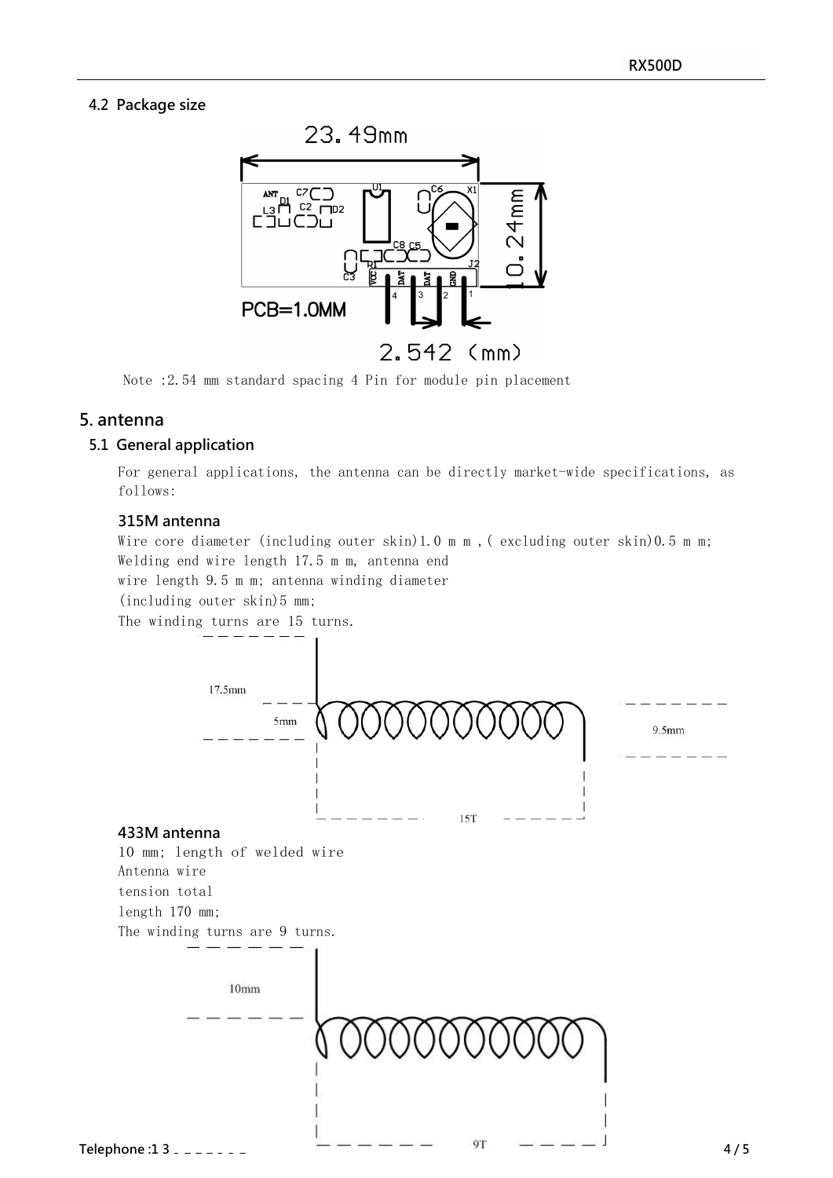### 4.2 Package size

Note :2.54 mm standard spacing 4 Pin for module pin placement

## 5. antenna

### 5.1 General application

For general applications, the antenna can be directly market-wide specifications, as follows:

#### 315M antenna

Wire core diameter (including outer skin)1.0 m m ,( excluding outer skin)0.5 m m; Welding end wire length 17.5 m m, antenna end wire length 9.5 m m; antenna winding diameter (including outer skin)5 mm;
The winding turns are 15 turns.

#### 433M antenna

10 mm; length of welded wire
Antenna wire
tension total
length 170 mm;
The winding turns are 9 turns.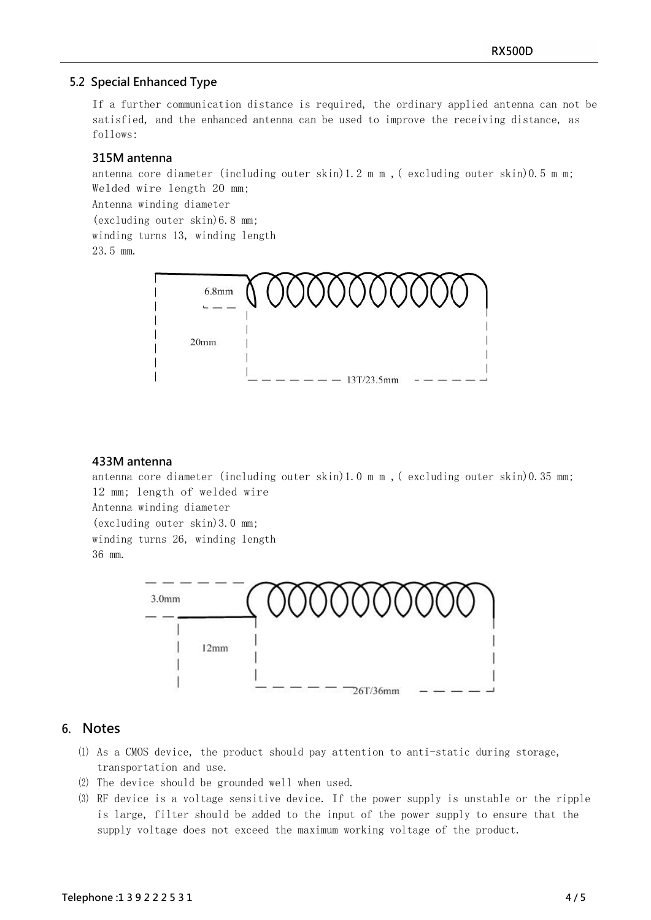### 5.2 Special Enhanced Type

If a further communication distance is required, the ordinary applied antenna can not be satisfied, and the enhanced antenna can be used to improve the receiving distance, as follows:

#### 315M antenna

antenna core diameter (including outer skin)1.2 m m ,( excluding outer skin)0.5 m m;
Welded wire length 20 mm;
Antenna winding diameter
(excluding outer skin)6.8 mm;
winding turns 13, winding length
23.5 mm.

6.8mm
20mm
13T/23.5mm

#### 433M antenna

antenna core diameter (including outer skin)1.0 m m ,( excluding outer skin)0.35 mm;
12 mm; length of welded wire
Antenna winding diameter
(excluding outer skin)3.0 mm;
winding turns 26, winding length
36 mm.

3.0mm
12mm
26T/36mm

## 6. Notes

(1) As a CMOS device, the product should pay attention to anti-static during storage, transportation and use.
(2) The device should be grounded well when used.
(3) RF device is a voltage sensitive device. If the power supply is unstable or the ripple is large, filter should be added to the input of the power supply to ensure that the supply voltage does not exceed the maximum working voltage of the product.